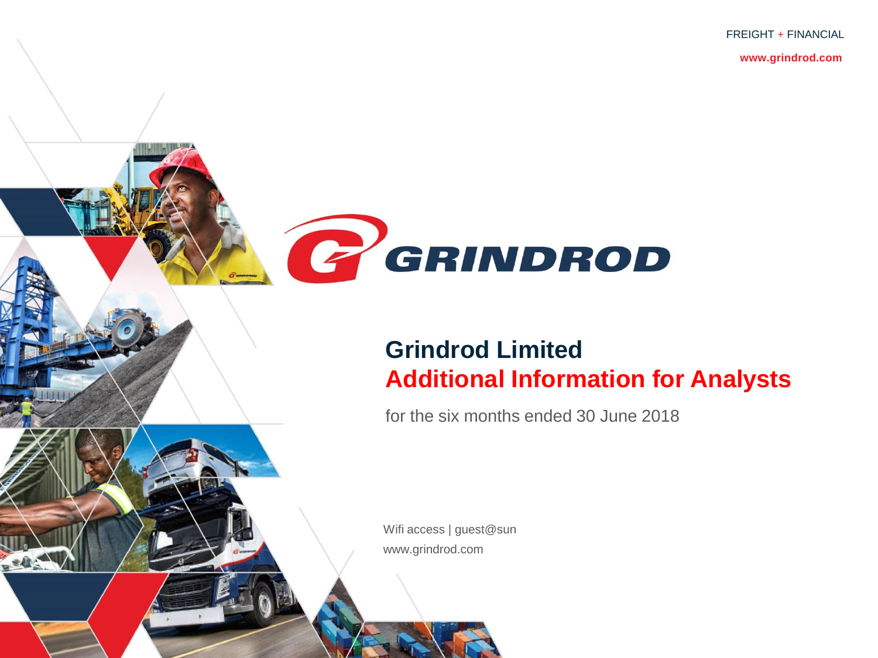FREIGHT + FINANCIAL

www.grindrod.com

GRINDROD

# Grindrod Limited

## Additional Information for Analysts

for the six months ended 30 June 2018

Wifi access | guest@sun

www.grindrod.com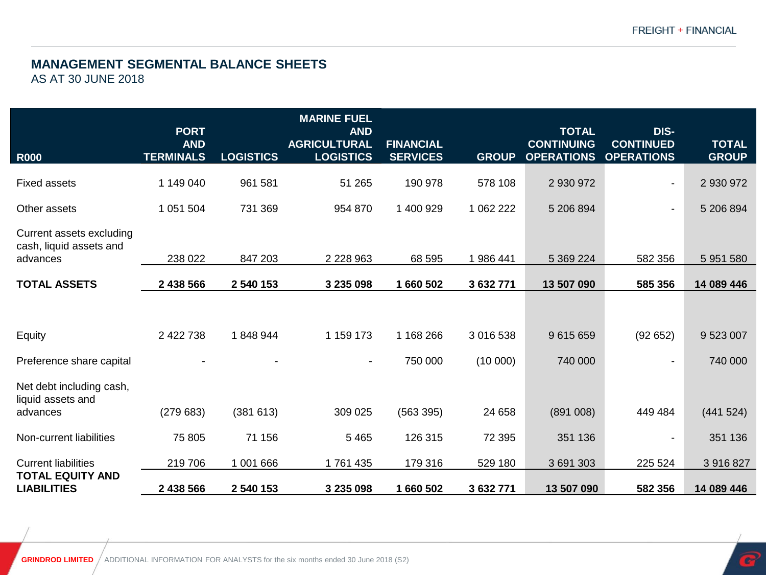## MANAGEMENT SEGMENTAL BALANCE SHEETS

AS AT 30 JUNE 2018

| R000 | PORT AND TERMINALS | LOGISTICS | MARINE FUEL AND AGRICULTURAL LOGISTICS | FINANCIAL SERVICES | GROUP | TOTAL CONTINUING OPERATIONS | DIS-CONTINUED OPERATIONS | TOTAL GROUP |
|---|---|---|---|---|---|---|---|---|
| Fixed assets | 1 149 040 | 961 581 | 51 265 | 190 978 | 578 108 | 2 930 972 | - | 2 930 972 |
| Other assets | 1 051 504 | 731 369 | 954 870 | 1 400 929 | 1 062 222 | 5 206 894 | - | 5 206 894 |
| Current assets excluding cash, liquid assets and advances | 238 022 | 847 203 | 2 228 963 | 68 595 | 1 986 441 | 5 369 224 | 582 356 | 5 951 580 |
| **TOTAL ASSETS** | **2 438 566** | **2 540 153** | **3 235 098** | **1 660 502** | **3 632 771** | **13 507 090** | **585 356** | **14 089 446** |
| Equity | 2 422 738 | 1 848 944 | 1 159 173 | 1 168 266 | 3 016 538 | 9 615 659 | (92 652) | 9 523 007 |
| Preference share capital | - | - | - | 750 000 | (10 000) | 740 000 | - | 740 000 |
| Net debt including cash, liquid assets and advances | (279 683) | (381 613) | 309 025 | (563 395) | 24 658 | (891 008) | 449 484 | (441 524) |
| Non-current liabilities | 75 805 | 71 156 | 5 465 | 126 315 | 72 395 | 351 136 | - | 351 136 |
| Current liabilities | 219 706 | 1 001 666 | 1 761 435 | 179 316 | 529 180 | 3 691 303 | 225 524 | 3 916 827 |
| **TOTAL EQUITY AND LIABILITIES** | **2 438 566** | **2 540 153** | **3 235 098** | **1 660 502** | **3 632 771** | **13 507 090** | **582 356** | **14 089 446** |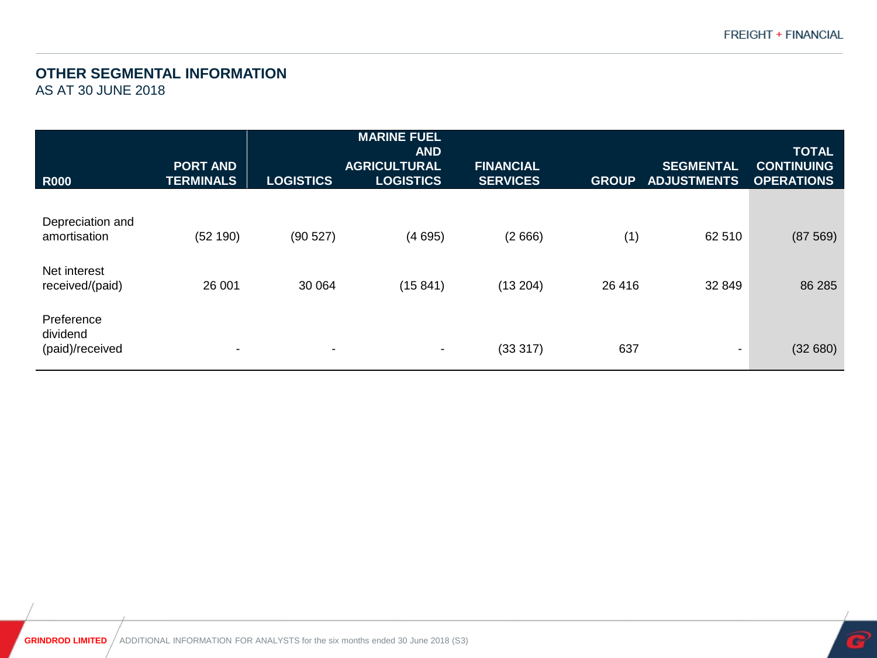## OTHER SEGMENTAL INFORMATION
AS AT 30 JUNE 2018

| R000 | PORT AND TERMINALS | LOGISTICS | MARINE FUEL AND AGRICULTURAL LOGISTICS | FINANCIAL SERVICES | GROUP | SEGMENTAL ADJUSTMENTS | TOTAL CONTINUING OPERATIONS |
|---|---|---|---|---|---|---|---|
| Depreciation and amortisation | (52 190) | (90 527) | (4 695) | (2 666) | (1) | 62 510 | (87 569) |
| Net interest received/(paid) | 26 001 | 30 064 | (15 841) | (13 204) | 26 416 | 32 849 | 86 285 |
| Preference dividend (paid)/received | - | - | - | (33 317) | 637 | - | (32 680) |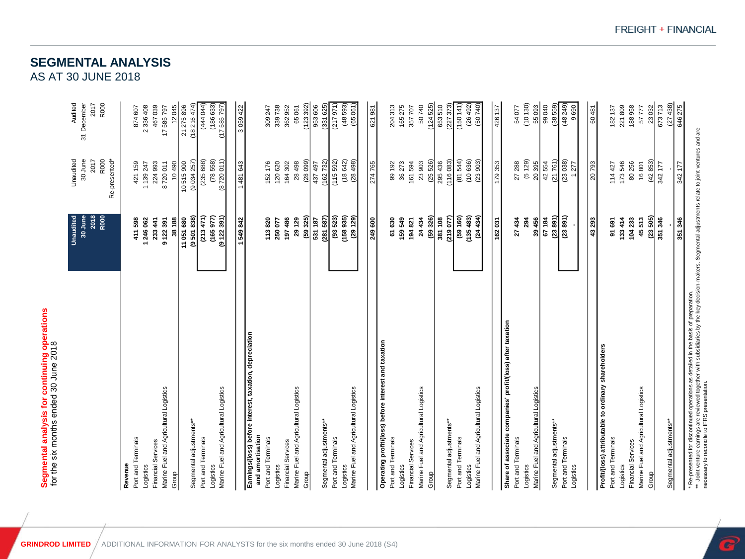# SEGMENTAL ANALYSIS

## AS AT 30 JUNE 2018

### Segmental analysis for continuing operations

for the six months ended 30 June 2018

| | Unaudited 30 June 2018 R000 | Unaudited 30 June 2017 R000 Re-presented* | Audited 31 December 2017 R000 |
|---|---|---|---|
| **Revenue** | | | |
| Port and Terminals | 411 598 | 421 159 | 874 607 |
| Logistics | 1 246 062 | 1 139 247 | 2 336 408 |
| Financial Services | 233 441 | 224 993 | 467 039 |
| Marine Fuel and Agricultural Logistics | 9 122 391 | 8 720 011 | 17 585 797 |
| Group | 38 188 | 10 490 | 12 045 |
| | 11 051 680 | 10 515 900 | 21 275 896 |
| Segmental adjustments** | (9 501 838) | (9 034 257) | (18 216 474) |
| Port and Terminals | (213 471) | (235 688) | (444 044) |
| Logistics | (165 977) | (78 558) | (186 633) |
| Marine Fuel and Agricultural Logistics | (9 122 391) | (8 720 011) | (17 585 797) |
| | 1 549 842 | 1 481 643 | 3 059 422 |
| **Earnings/(loss) before interest, taxation, depreciation and amortisation** | | | |
| Port and Terminals | 113 820 | 152 176 | 309 247 |
| Logistics | 250 077 | 120 620 | 339 738 |
| Financial Services | 197 486 | 164 302 | 362 952 |
| Marine Fuel and Agricultural Logistics | 29 129 | 28 498 | 65 061 |
| Group | (59 325) | (28 099) | (123 392) |
| | 531 187 | 437 497 | 953 606 |
| Segmental adjustments** | (281 587) | (162 732) | (331 625) |
| Port and Terminals | (93 523) | (115 592) | (217 971) |
| Logistics | (158 935) | (18 642) | (48 593) |
| Marine Fuel and Agricultural Logistics | (29 129) | (28 498) | (65 061) |
| | 249 600 | 274 765 | 621 981 |
| **Operating profit/(loss) before interest and taxation** | | | |
| Port and Terminals | 61 630 | 99 192 | 204 313 |
| Logistics | 159 549 | 36 273 | 165 275 |
| Financial Services | 194 821 | 161 594 | 357 707 |
| Marine Fuel and Agricultural Logistics | 24 434 | 23 903 | 50 740 |
| Group | (59 326) | (25 526) | (124 525) |
| | 381 108 | 295 436 | 653 510 |
| Segmental adjustments** | (219 077) | (116 083) | (227 373) |
| Port and Terminals | (59 160) | (81 544) | (150 141) |
| Logistics | (135 483) | (10 636) | (26 492) |
| Marine Fuel and Agricultural Logistics | (24 434) | (23 903) | (50 740) |
| | 162 031 | 179 353 | 426 137 |
| **Share of associate companies' profit/(loss) after taxation** | | | |
| Port and Terminals | 27 434 | 27 288 | 54 077 |
| Logistics | 294 | (5 129) | (10 130) |
| Marine Fuel and Agricultural Logistics | 39 456 | 20 395 | 55 093 |
| | 67 184 | 42 554 | 99 040 |
| Segmental adjustments** | (23 891) | (21 761) | (38 559) |
| Port and Terminals | (23 891) | (23 038) | (48 249) |
| Logistics | - | 1 277 | 9 690 |
| | 43 293 | 20 793 | 60 481 |
| **Profit/(loss) attributable to ordinary shareholders** | | | |
| Port and Terminals | 91 691 | 114 427 | 182 137 |
| Logistics | 133 414 | 173 546 | 221 809 |
| Financial Services | 104 233 | 80 256 | 188 958 |
| Marine Fuel and Agricultural Logistics | 45 513 | 16 801 | 57 777 |
| Group | (23 505) | (42 853) | 23 032 |
| | 351 346 | 342 177 | 673 713 |
| Segmental adjustments** | - | - | (27 438) |
| | 351 346 | 342 177 | 646 275 |

\* Re-presented for discontinued operations as detailed in the basis of preparation.
\*\* Joint venture earnings are reviewed together with subsidiaries by the key decision-makers. Segmental adjustments relate to joint ventures and are necessary to reconcile to IFRS presentation.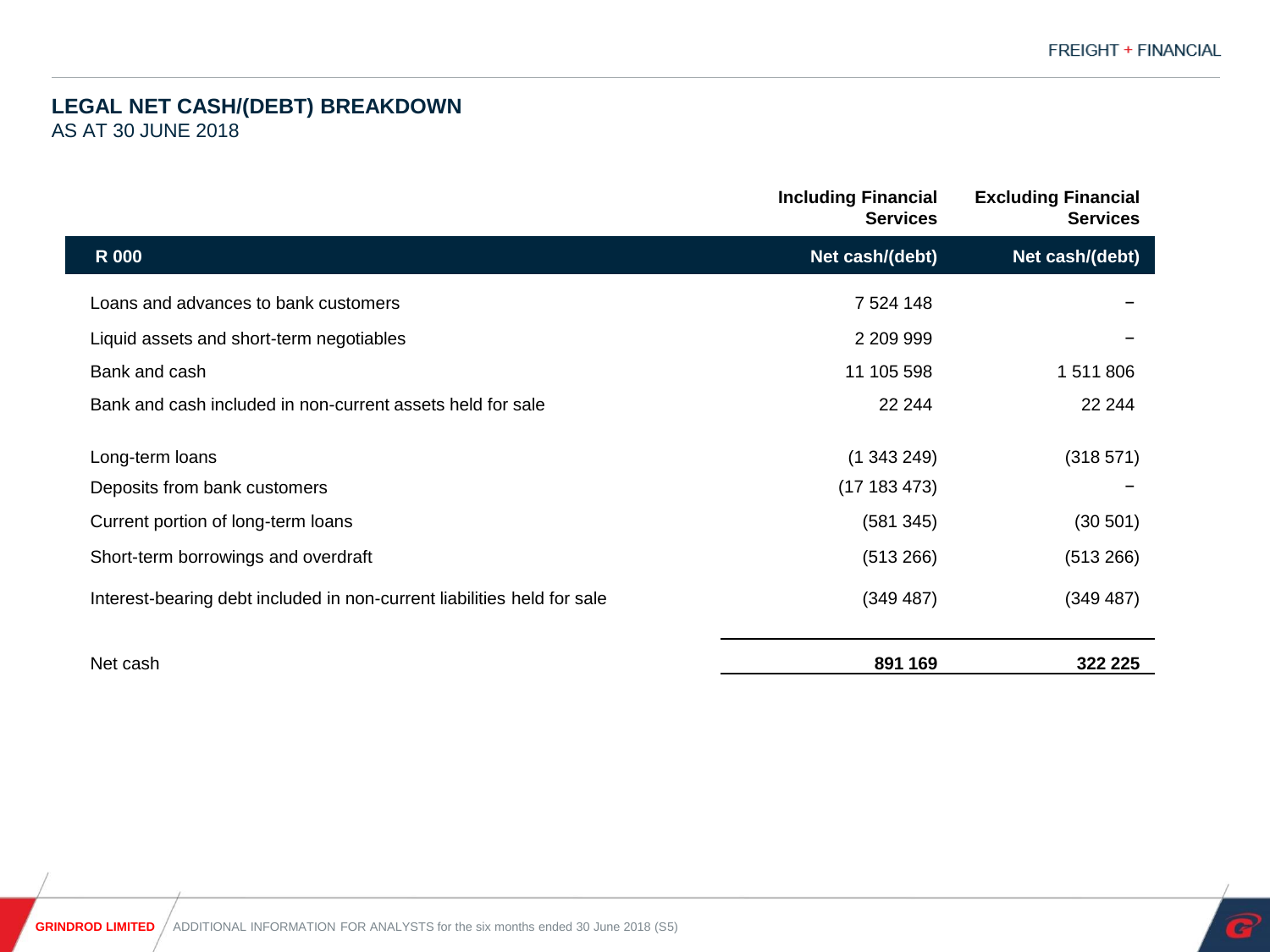## LEGAL NET CASH/(DEBT) BREAKDOWN
AS AT 30 JUNE 2018

| | Including Financial Services | Excluding Financial Services |
|---|---|---|
| **R 000** | **Net cash/(debt)** | **Net cash/(debt)** |
| Loans and advances to bank customers | 7 524 148 | – |
| Liquid assets and short-term negotiables | 2 209 999 | – |
| Bank and cash | 11 105 598 | 1 511 806 |
| Bank and cash included in non-current assets held for sale | 22 244 | 22 244 |
| Long-term loans | (1 343 249) | (318 571) |
| Deposits from bank customers | (17 183 473) | – |
| Current portion of long-term loans | (581 345) | (30 501) |
| Short-term borrowings and overdraft | (513 266) | (513 266) |
| Interest-bearing debt included in non-current liabilities held for sale | (349 487) | (349 487) |
| Net cash | **891 169** | **322 225** |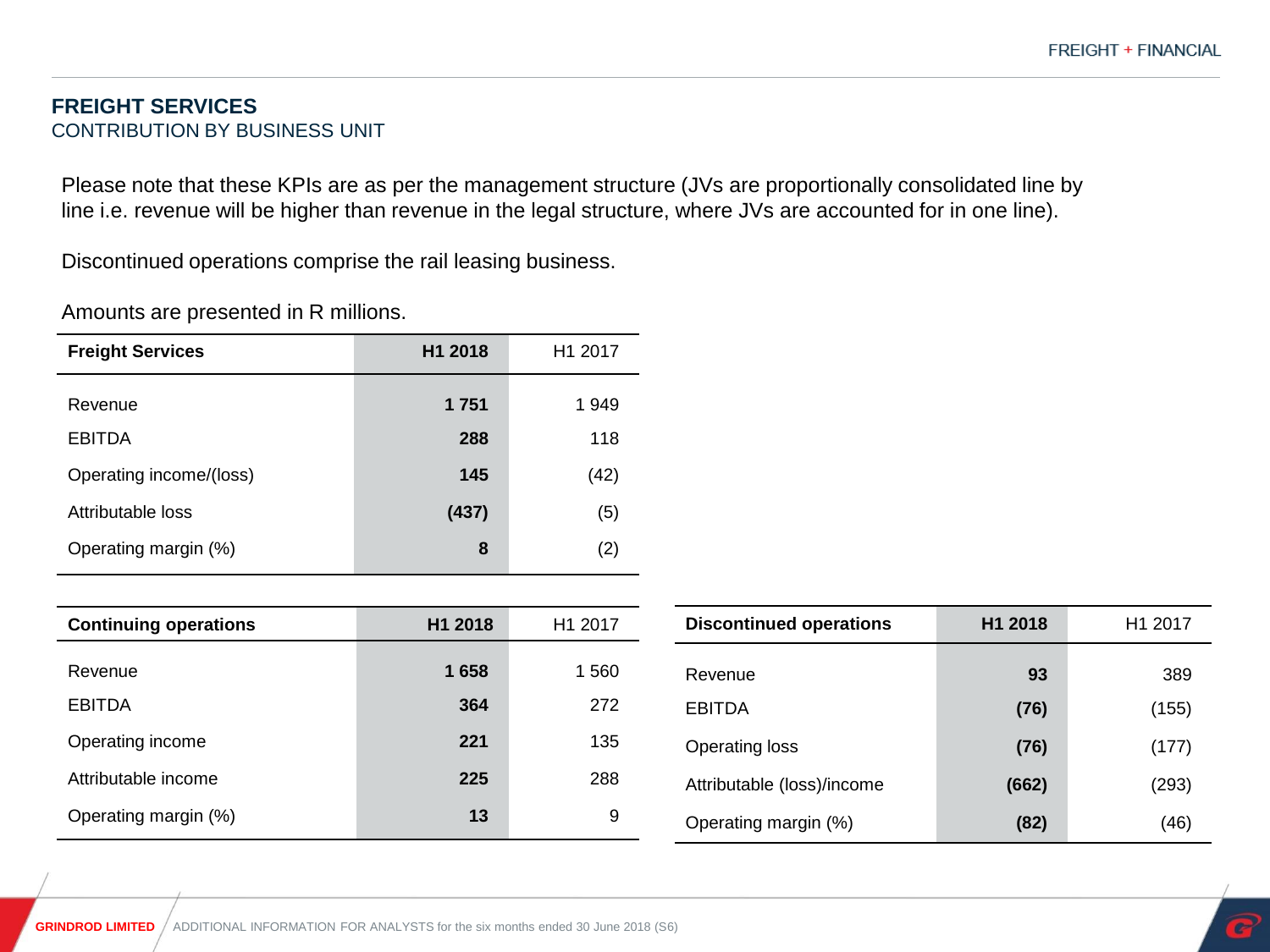# FREIGHT SERVICES

CONTRIBUTION BY BUSINESS UNIT

Please note that these KPIs are as per the management structure (JVs are proportionally consolidated line by line i.e. revenue will be higher than revenue in the legal structure, where JVs are accounted for in one line).

Discontinued operations comprise the rail leasing business.

Amounts are presented in R millions.

| Freight Services | H1 2018 | H1 2017 |
|---|---|---|
| Revenue | **1 751** | 1 949 |
| EBITDA | **288** | 118 |
| Operating income/(loss) | **145** | (42) |
| Attributable loss | **(437)** | (5) |
| Operating margin (%) | **8** | (2) |

| Continuing operations | H1 2018 | H1 2017 |
|---|---|---|
| Revenue | **1 658** | 1 560 |
| EBITDA | **364** | 272 |
| Operating income | **221** | 135 |
| Attributable income | **225** | 288 |
| Operating margin (%) | **13** | 9 |

| Discontinued operations | H1 2018 | H1 2017 |
|---|---|---|
| Revenue | **93** | 389 |
| EBITDA | **(76)** | (155) |
| Operating loss | **(76)** | (177) |
| Attributable (loss)/income | **(662)** | (293) |
| Operating margin (%) | **(82)** | (46) |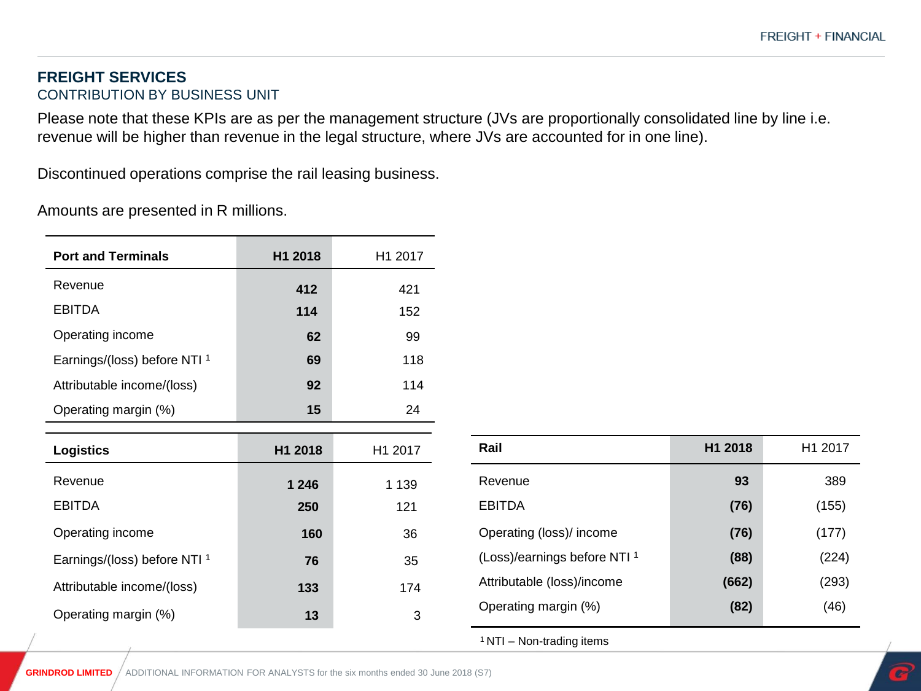## FREIGHT SERVICES

CONTRIBUTION BY BUSINESS UNIT

Please note that these KPIs are as per the management structure (JVs are proportionally consolidated line by line i.e. revenue will be higher than revenue in the legal structure, where JVs are accounted for in one line).

Discontinued operations comprise the rail leasing business.

Amounts are presented in R millions.

| Port and Terminals | H1 2018 | H1 2017 |
|---|---|---|
| Revenue | 412 | 421 |
| EBITDA | 114 | 152 |
| Operating income | 62 | 99 |
| Earnings/(loss) before NTI [1] | 69 | 118 |
| Attributable income/(loss) | 92 | 114 |
| Operating margin (%) | 15 | 24 |

| Logistics | H1 2018 | H1 2017 |
|---|---|---|
| Revenue | 1 246 | 1 139 |
| EBITDA | 250 | 121 |
| Operating income | 160 | 36 |
| Earnings/(loss) before NTI [1] | 76 | 35 |
| Attributable income/(loss) | 133 | 174 |
| Operating margin (%) | 13 | 3 |

| Rail | H1 2018 | H1 2017 |
|---|---|---|
| Revenue | 93 | 389 |
| EBITDA | (76) | (155) |
| Operating (loss)/ income | (76) | (177) |
| (Loss)/earnings before NTI [1] | (88) | (224) |
| Attributable (loss)/income | (662) | (293) |
| Operating margin (%) | (82) | (46) |

[1] NTI – Non-trading items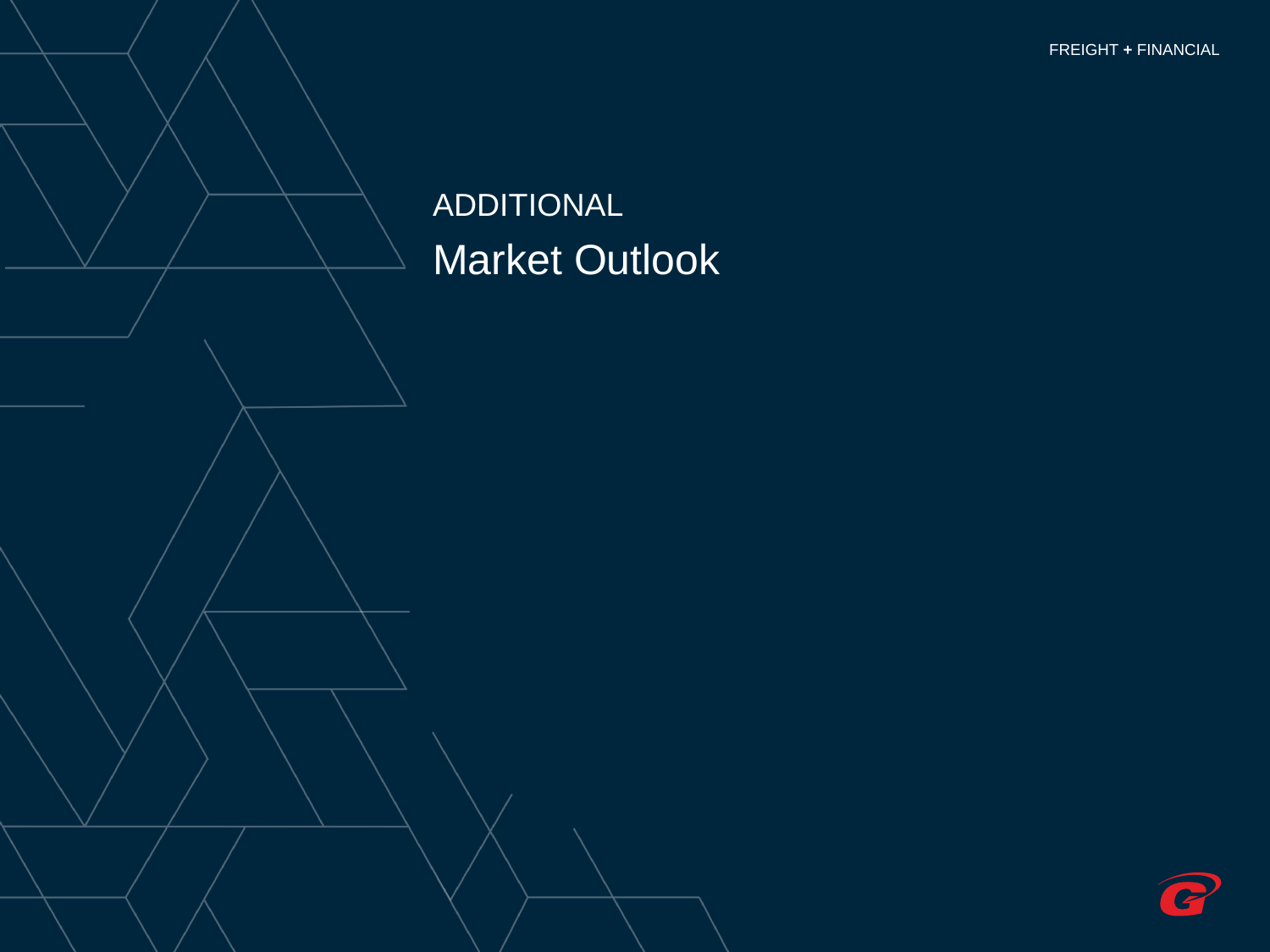ADDITIONAL

# Market Outlook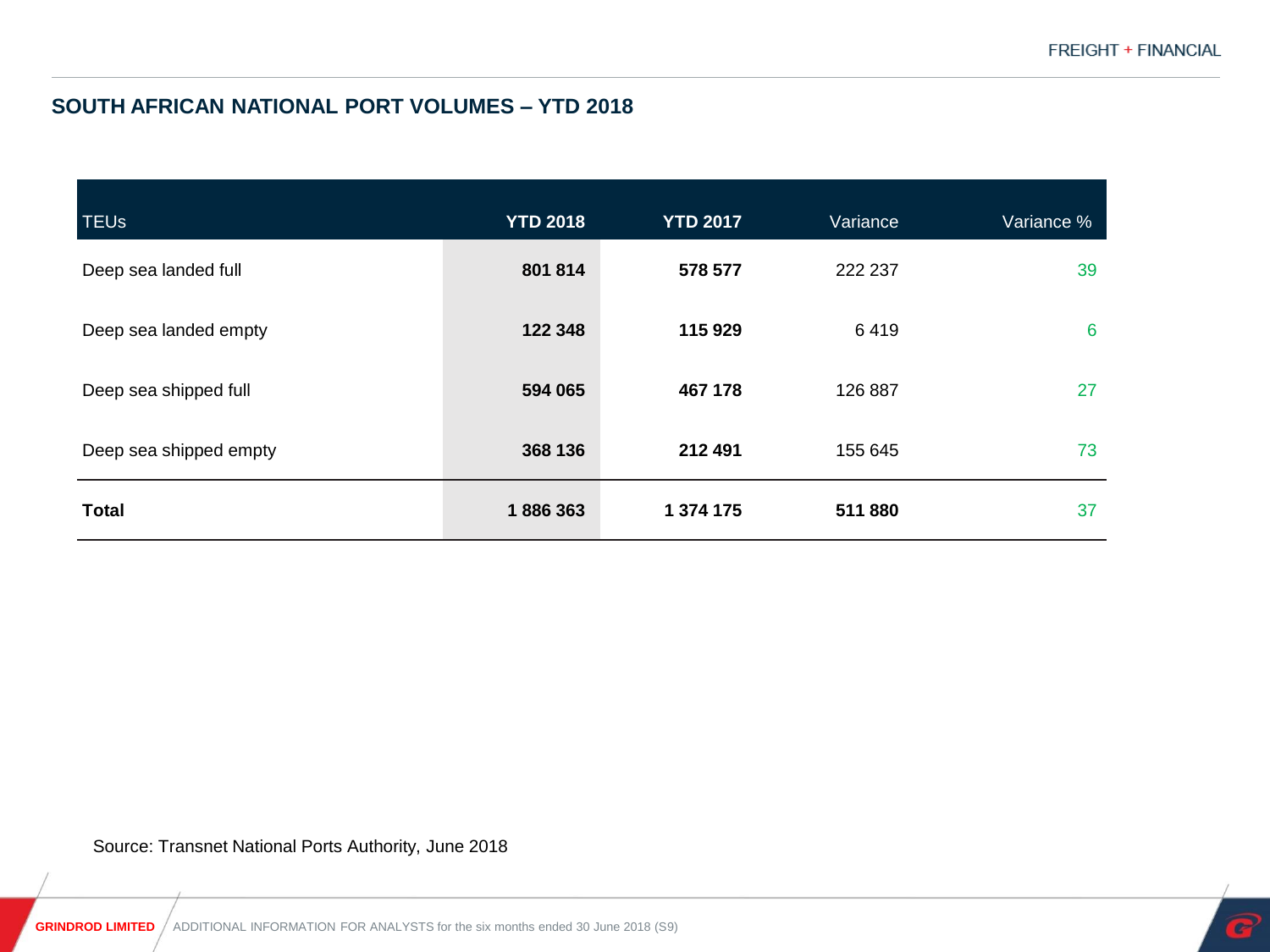## SOUTH AFRICAN NATIONAL PORT VOLUMES – YTD 2018

| TEUs | YTD 2018 | YTD 2017 | Variance | Variance % |
|---|---|---|---|---|
| Deep sea landed full | **801 814** | **578 577** | 222 237 | 39 |
| Deep sea landed empty | **122 348** | **115 929** | 6 419 | 6 |
| Deep sea shipped full | **594 065** | **467 178** | 126 887 | 27 |
| Deep sea shipped empty | **368 136** | **212 491** | 155 645 | 73 |
| **Total** | **1 886 363** | **1 374 175** | **511 880** | 37 |

Source: Transnet National Ports Authority, June 2018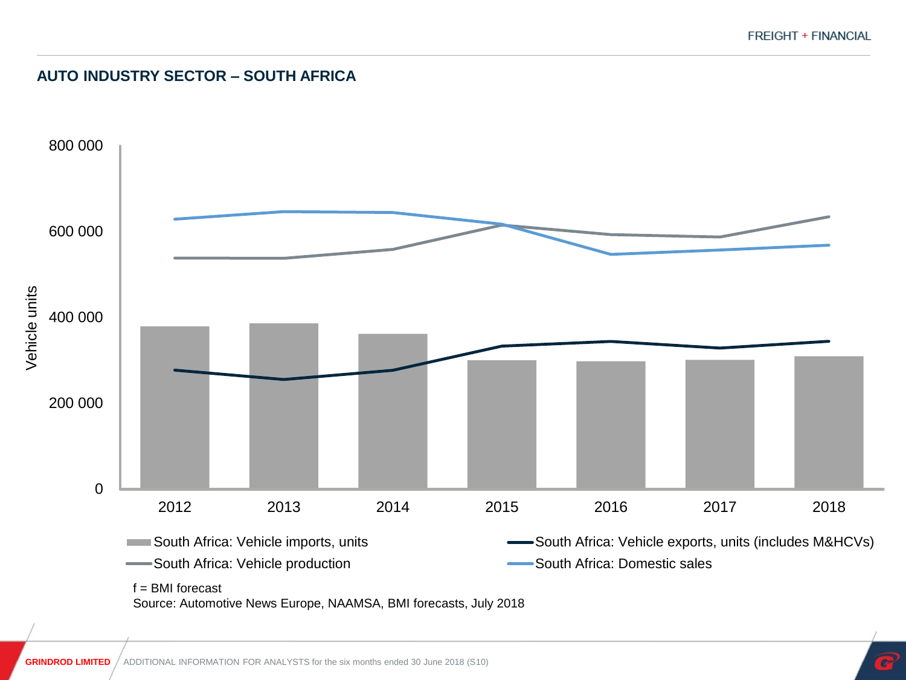## AUTO INDUSTRY SECTOR – SOUTH AFRICA

f = BMI forecast

Source: Automotive News Europe, NAAMSA, BMI forecasts, July 2018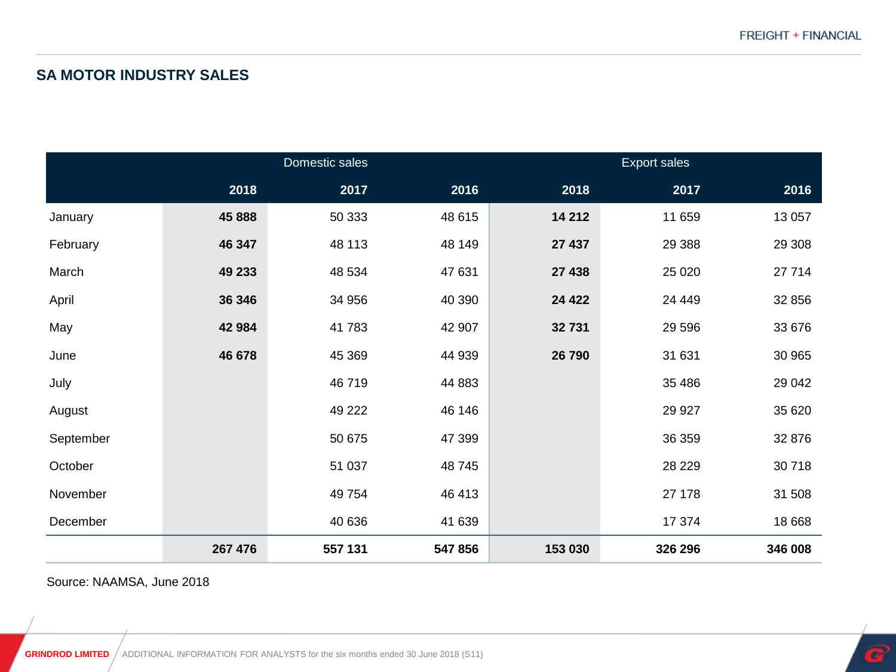## SA MOTOR INDUSTRY SALES

| | Domestic sales | | | Export sales | | |
|---|---|---|---|---|---|---|
| | **2018** | **2017** | **2016** | **2018** | **2017** | **2016** |
| January | **45 888** | 50 333 | 48 615 | **14 212** | 11 659 | 13 057 |
| February | **46 347** | 48 113 | 48 149 | **27 437** | 29 388 | 29 308 |
| March | **49 233** | 48 534 | 47 631 | **27 438** | 25 020 | 27 714 |
| April | **36 346** | 34 956 | 40 390 | **24 422** | 24 449 | 32 856 |
| May | **42 984** | 41 783 | 42 907 | **32 731** | 29 596 | 33 676 |
| June | **46 678** | 45 369 | 44 939 | **26 790** | 31 631 | 30 965 |
| July | | 46 719 | 44 883 | | 35 486 | 29 042 |
| August | | 49 222 | 46 146 | | 29 927 | 35 620 |
| September | | 50 675 | 47 399 | | 36 359 | 32 876 |
| October | | 51 037 | 48 745 | | 28 229 | 30 718 |
| November | | 49 754 | 46 413 | | 27 178 | 31 508 |
| December | | 40 636 | 41 639 | | 17 374 | 18 668 |
| | **267 476** | **557 131** | **547 856** | **153 030** | **326 296** | **346 008** |

Source: NAAMSA, June 2018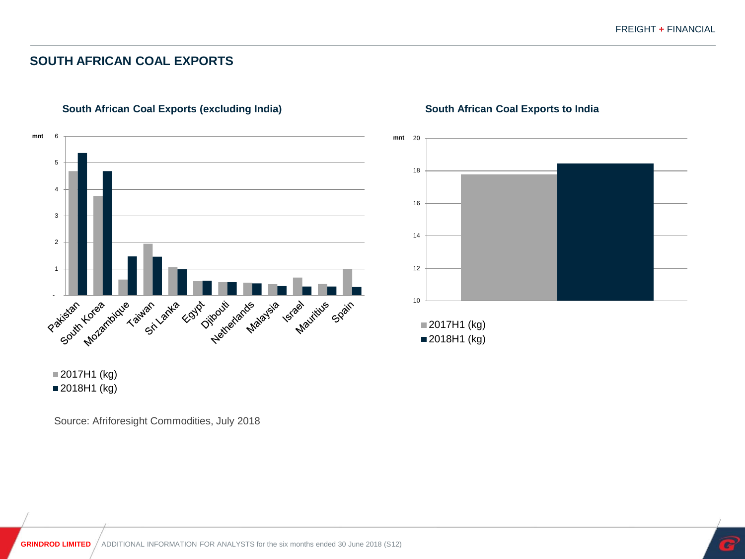## SOUTH AFRICAN COAL EXPORTS

### South African Coal Exports (excluding India)

mnt

6
5
4
3
2
1
-

Pakistan, South Korea, Mozambique, Taiwan, Sri Lanka, Egypt, Djibouti, Netherlands, Malaysia, Israel, Mauritius, Spain

■ 2017H1 (kg)
■ 2018H1 (kg)

### South African Coal Exports to India

mnt

20
18
16
14
12
10

■ 2017H1 (kg)
■ 2018H1 (kg)

Source: Afriforesight Commodities, July 2018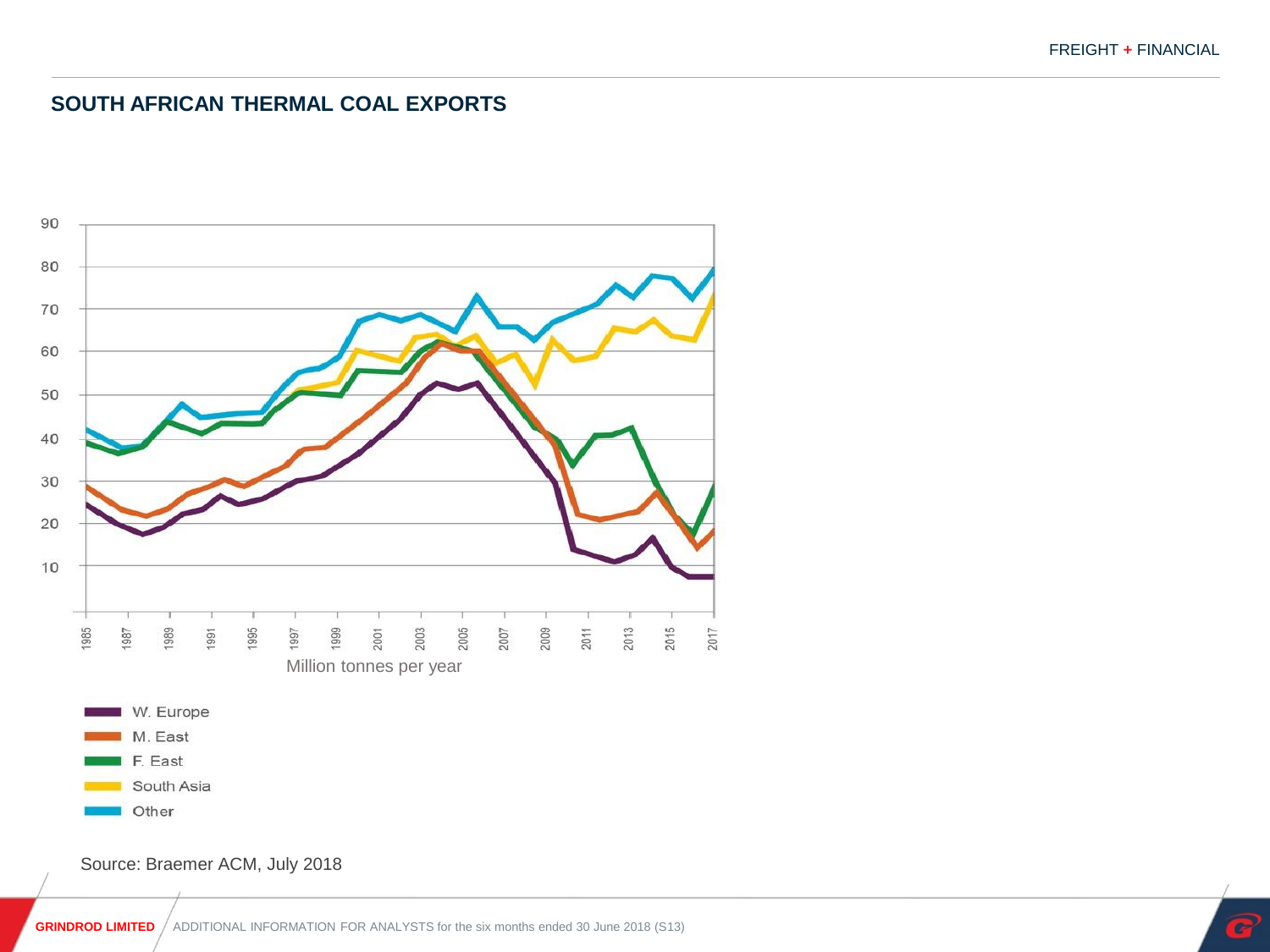## SOUTH AFRICAN THERMAL COAL EXPORTS

Million tonnes per year

- W. Europe
- M. East
- F. East
- South Asia
- Other

Source: Braemer ACM, July 2018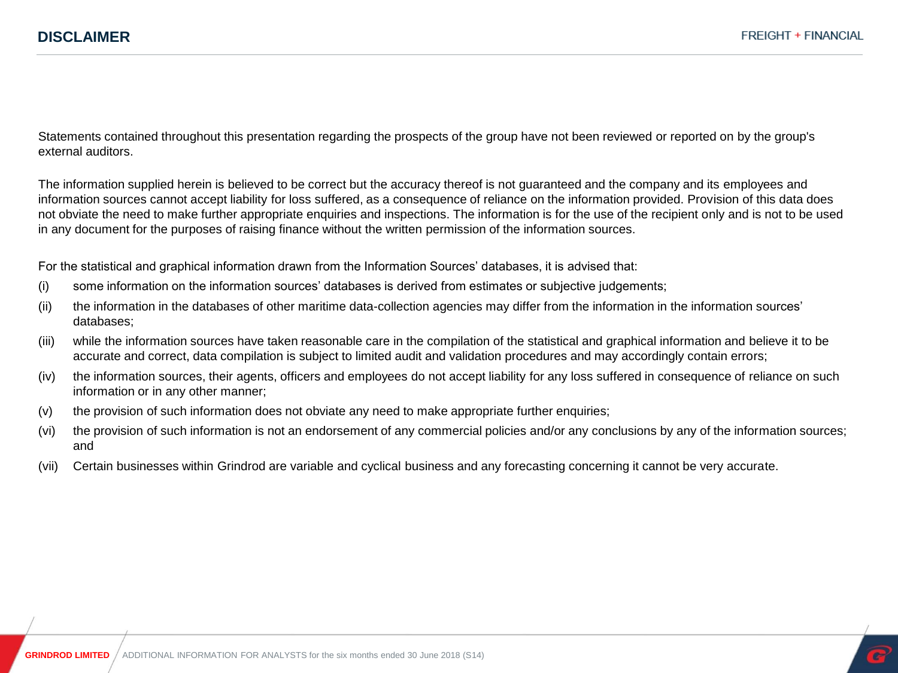# DISCLAIMER

Statements contained throughout this presentation regarding the prospects of the group have not been reviewed or reported on by the group's external auditors.

The information supplied herein is believed to be correct but the accuracy thereof is not guaranteed and the company and its employees and information sources cannot accept liability for loss suffered, as a consequence of reliance on the information provided. Provision of this data does not obviate the need to make further appropriate enquiries and inspections. The information is for the use of the recipient only and is not to be used in any document for the purposes of raising finance without the written permission of the information sources.

For the statistical and graphical information drawn from the Information Sources' databases, it is advised that:

(i) some information on the information sources' databases is derived from estimates or subjective judgements;

(ii) the information in the databases of other maritime data-collection agencies may differ from the information in the information sources' databases;

(iii) while the information sources have taken reasonable care in the compilation of the statistical and graphical information and believe it to be accurate and correct, data compilation is subject to limited audit and validation procedures and may accordingly contain errors;

(iv) the information sources, their agents, officers and employees do not accept liability for any loss suffered in consequence of reliance on such information or in any other manner;

(v) the provision of such information does not obviate any need to make appropriate further enquiries;

(vi) the provision of such information is not an endorsement of any commercial policies and/or any conclusions by any of the information sources; and

(vii) Certain businesses within Grindrod are variable and cyclical business and any forecasting concerning it cannot be very accurate.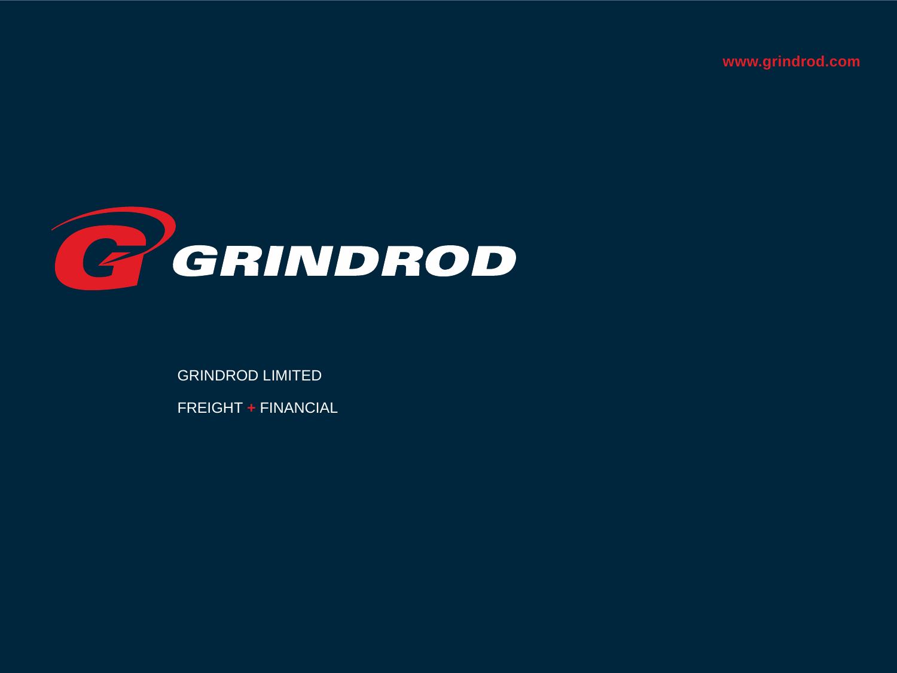www.grindrod.com

GRINDROD

GRINDROD LIMITED

FREIGHT + FINANCIAL